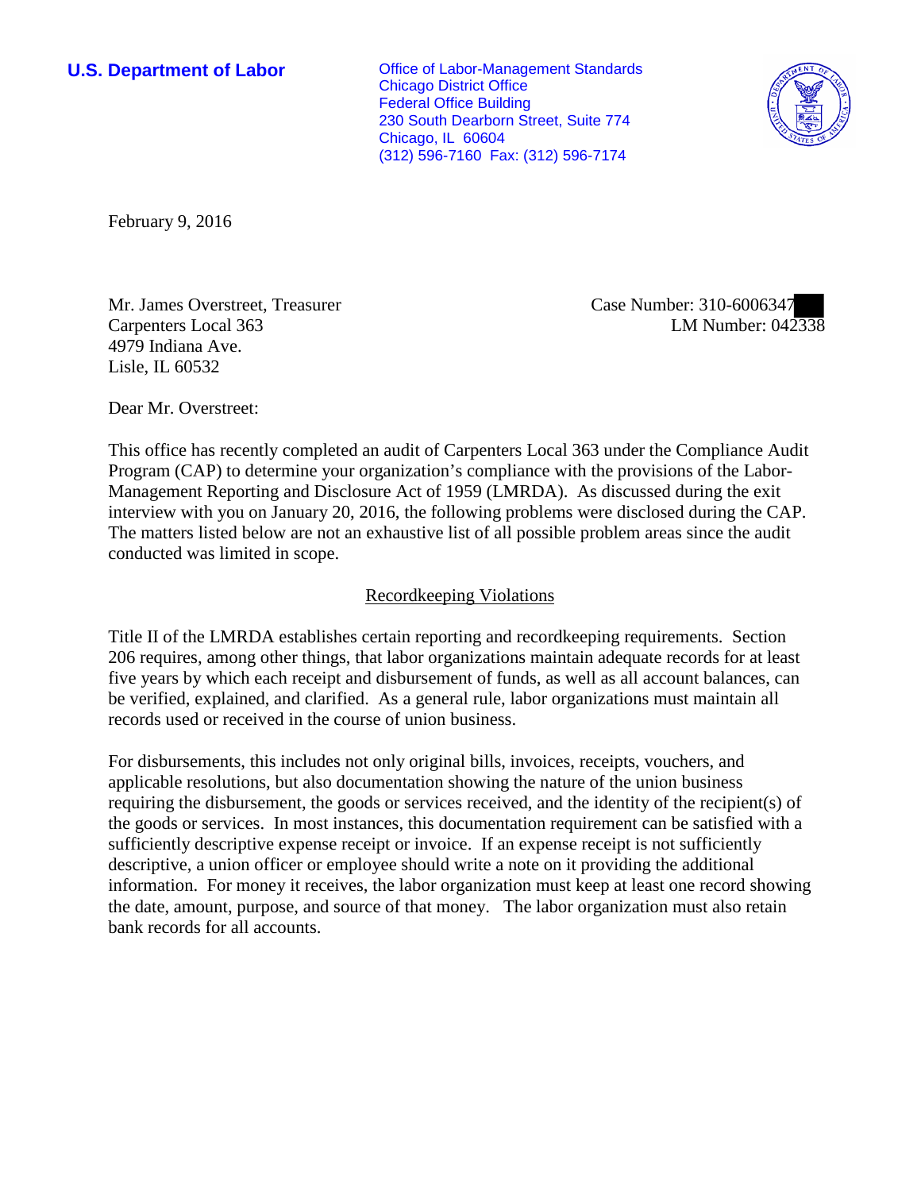**U.S. Department of Labor**

Office of Labor-Management Standards
Chicago District Office
Federal Office Building
230 South Dearborn Street, Suite 774
Chicago, IL 60604
(312) 596-7160 Fax: (312) 596-7174

February 9, 2016

Mr. James Overstreet, Treasurer
Carpenters Local 363
4979 Indiana Ave.
Lisle, IL 60532

Case Number: 310-6006347
LM Number: 042338

Dear Mr. Overstreet:

This office has recently completed an audit of Carpenters Local 363 under the Compliance Audit Program (CAP) to determine your organization's compliance with the provisions of the Labor-Management Reporting and Disclosure Act of 1959 (LMRDA). As discussed during the exit interview with you on January 20, 2016, the following problems were disclosed during the CAP. The matters listed below are not an exhaustive list of all possible problem areas since the audit conducted was limited in scope.

## Recordkeeping Violations

Title II of the LMRDA establishes certain reporting and recordkeeping requirements. Section 206 requires, among other things, that labor organizations maintain adequate records for at least five years by which each receipt and disbursement of funds, as well as all account balances, can be verified, explained, and clarified. As a general rule, labor organizations must maintain all records used or received in the course of union business.

For disbursements, this includes not only original bills, invoices, receipts, vouchers, and applicable resolutions, but also documentation showing the nature of the union business requiring the disbursement, the goods or services received, and the identity of the recipient(s) of the goods or services. In most instances, this documentation requirement can be satisfied with a sufficiently descriptive expense receipt or invoice. If an expense receipt is not sufficiently descriptive, a union officer or employee should write a note on it providing the additional information. For money it receives, the labor organization must keep at least one record showing the date, amount, purpose, and source of that money. The labor organization must also retain bank records for all accounts.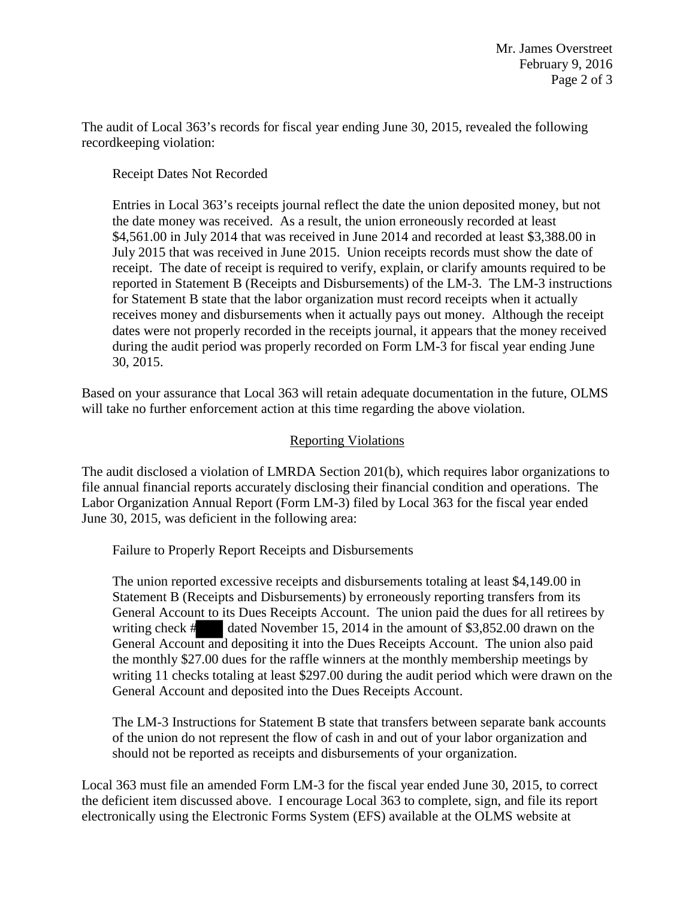The audit of Local 363's records for fiscal year ending June 30, 2015, revealed the following recordkeeping violation:

Receipt Dates Not Recorded

Entries in Local 363's receipts journal reflect the date the union deposited money, but not the date money was received. As a result, the union erroneously recorded at least $4,561.00 in July 2014 that was received in June 2014 and recorded at least $3,388.00 in July 2015 that was received in June 2015. Union receipts records must show the date of receipt. The date of receipt is required to verify, explain, or clarify amounts required to be reported in Statement B (Receipts and Disbursements) of the LM-3. The LM-3 instructions for Statement B state that the labor organization must record receipts when it actually receives money and disbursements when it actually pays out money. Although the receipt dates were not properly recorded in the receipts journal, it appears that the money received during the audit period was properly recorded on Form LM-3 for fiscal year ending June 30, 2015.

Based on your assurance that Local 363 will retain adequate documentation in the future, OLMS will take no further enforcement action at this time regarding the above violation.

## Reporting Violations

The audit disclosed a violation of LMRDA Section 201(b), which requires labor organizations to file annual financial reports accurately disclosing their financial condition and operations. The Labor Organization Annual Report (Form LM-3) filed by Local 363 for the fiscal year ended June 30, 2015, was deficient in the following area:

Failure to Properly Report Receipts and Disbursements

The union reported excessive receipts and disbursements totaling at least $4,149.00 in Statement B (Receipts and Disbursements) by erroneously reporting transfers from its General Account to its Dues Receipts Account. The union paid the dues for all retirees by writing check # dated November 15, 2014 in the amount of $3,852.00 drawn on the General Account and depositing it into the Dues Receipts Account. The union also paid the monthly $27.00 dues for the raffle winners at the monthly membership meetings by writing 11 checks totaling at least $297.00 during the audit period which were drawn on the General Account and deposited into the Dues Receipts Account.

The LM-3 Instructions for Statement B state that transfers between separate bank accounts of the union do not represent the flow of cash in and out of your labor organization and should not be reported as receipts and disbursements of your organization.

Local 363 must file an amended Form LM-3 for the fiscal year ended June 30, 2015, to correct the deficient item discussed above. I encourage Local 363 to complete, sign, and file its report electronically using the Electronic Forms System (EFS) available at the OLMS website at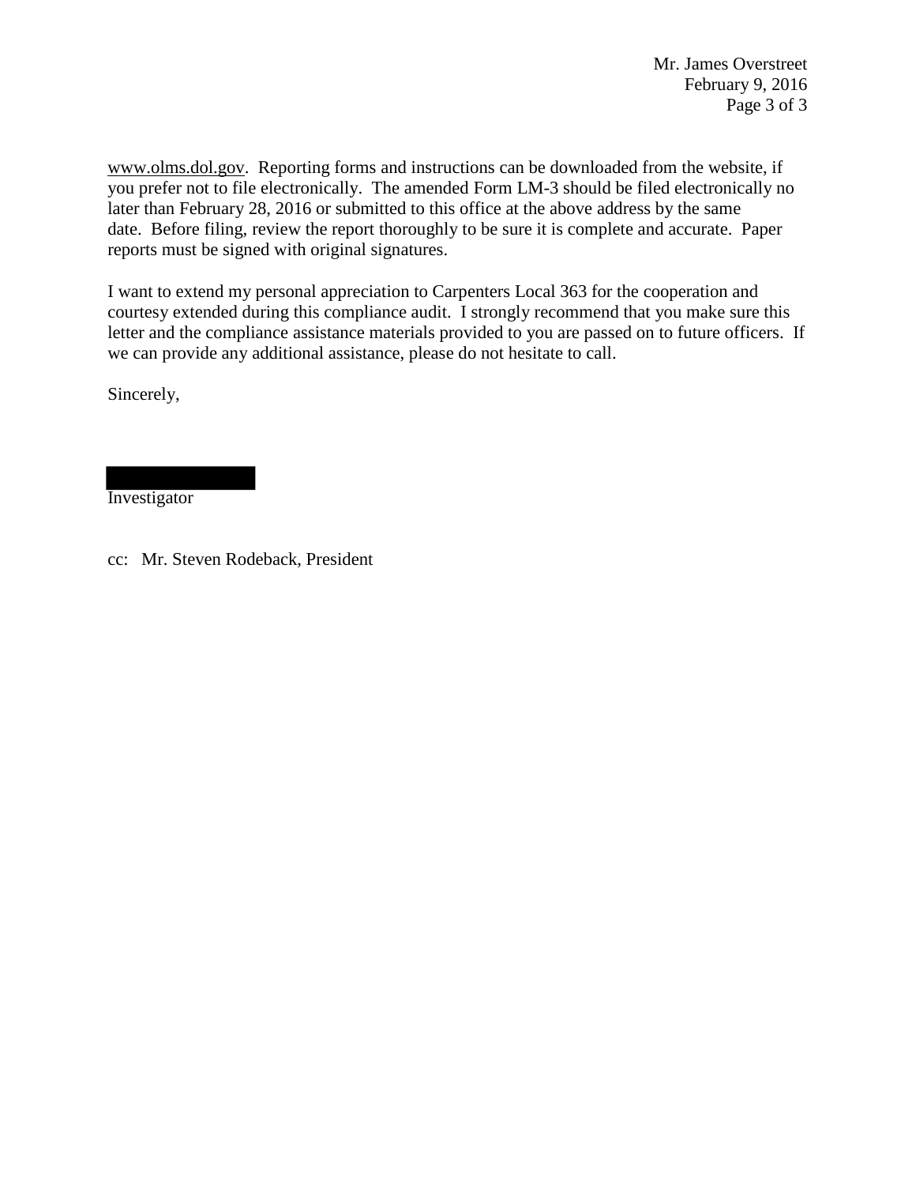www.olms.dol.gov. Reporting forms and instructions can be downloaded from the website, if you prefer not to file electronically. The amended Form LM-3 should be filed electronically no later than February 28, 2016 or submitted to this office at the above address by the same date. Before filing, review the report thoroughly to be sure it is complete and accurate. Paper reports must be signed with original signatures.

I want to extend my personal appreciation to Carpenters Local 363 for the cooperation and courtesy extended during this compliance audit. I strongly recommend that you make sure this letter and the compliance assistance materials provided to you are passed on to future officers. If we can provide any additional assistance, please do not hesitate to call.

Sincerely,

Investigator

cc: Mr. Steven Rodeback, President